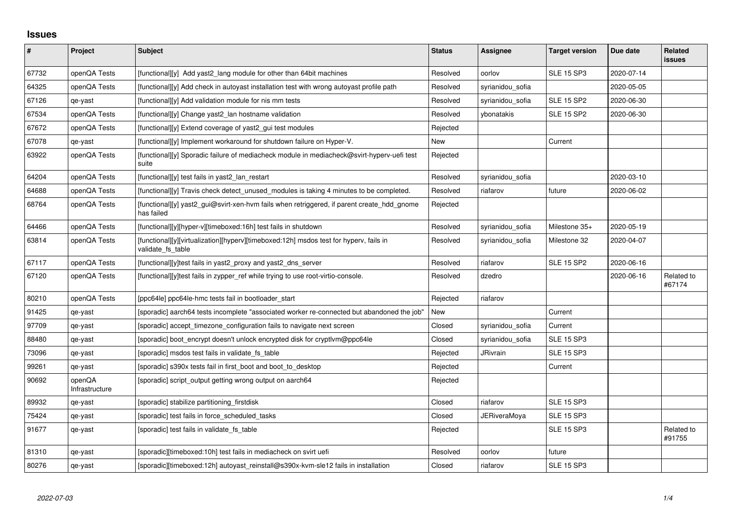# Issues

| # | Project | Subject | Status | Assignee | Target version | Due date | Related issues |
|---|---|---|---|---|---|---|---|
| 67732 | openQA Tests | [functional][y]  Add yast2_lang module for other than 64bit machines | Resolved | oorlov | SLE 15 SP3 | 2020-07-14 | |
| 64325 | openQA Tests | [functional][y] Add check in autoyast installation test with wrong autoyast profile path | Resolved | syrianidou_sofia | | 2020-05-05 | |
| 67126 | qe-yast | [functional][y] Add validation module for nis mm tests | Resolved | syrianidou_sofia | SLE 15 SP2 | 2020-06-30 | |
| 67534 | openQA Tests | [functional][y] Change yast2_lan hostname validation | Resolved | ybonatakis | SLE 15 SP2 | 2020-06-30 | |
| 67672 | openQA Tests | [functional][y] Extend coverage of yast2_gui test modules | Rejected | | | | |
| 67078 | qe-yast | [functional][y] Implement workaround for shutdown failure on Hyper-V. | New | | Current | | |
| 63922 | openQA Tests | [functional][y] Sporadic failure of mediacheck module in mediacheck@svirt-hyperv-uefi test suite | Rejected | | | | |
| 64204 | openQA Tests | [functional][y] test fails in yast2_lan_restart | Resolved | syrianidou_sofia | | 2020-03-10 | |
| 64688 | openQA Tests | [functional][y] Travis check detect_unused_modules is taking 4 minutes to be completed. | Resolved | riafarov | future | 2020-06-02 | |
| 68764 | openQA Tests | [functional][y] yast2_gui@svirt-xen-hvm fails when retriggered, if parent create_hdd_gnome has failed | Rejected | | | | |
| 64466 | openQA Tests | [functional][y][hyper-v][timeboxed:16h] test fails in shutdown | Resolved | syrianidou_sofia | Milestone 35+ | 2020-05-19 | |
| 63814 | openQA Tests | [functional][y][virtualization][hyperv][timeboxed:12h] msdos test for hyperv, fails in validate_fs_table | Resolved | syrianidou_sofia | Milestone 32 | 2020-04-07 | |
| 67117 | openQA Tests | [functional][y]test fails in yast2_proxy and yast2_dns_server | Resolved | riafarov | SLE 15 SP2 | 2020-06-16 | |
| 67120 | openQA Tests | [functional][y]test fails in zypper_ref while trying to use root-virtio-console. | Resolved | dzedro | | 2020-06-16 | Related to #67174 |
| 80210 | openQA Tests | [ppc64le] ppc64le-hmc tests fail in bootloader_start | Rejected | riafarov | | | |
| 91425 | qe-yast | [sporadic] aarch64 tests incomplete "associated worker re-connected but abandoned the job" | New | | Current | | |
| 97709 | qe-yast | [sporadic] accept_timezone_configuration fails to navigate next screen | Closed | syrianidou_sofia | Current | | |
| 88480 | qe-yast | [sporadic] boot_encrypt doesn't unlock encrypted disk for cryptlvm@ppc64le | Closed | syrianidou_sofia | SLE 15 SP3 | | |
| 73096 | qe-yast | [sporadic] msdos test fails in validate_fs_table | Rejected | JRivrain | SLE 15 SP3 | | |
| 99261 | qe-yast | [sporadic] s390x tests fail in first_boot and boot_to_desktop | Rejected | | Current | | |
| 90692 | openQA Infrastructure | [sporadic] script_output getting wrong output on aarch64 | Rejected | | | | |
| 89932 | qe-yast | [sporadic] stabilize partitioning_firstdisk | Closed | riafarov | SLE 15 SP3 | | |
| 75424 | qe-yast | [sporadic] test fails in force_scheduled_tasks | Closed | JERiveraMoya | SLE 15 SP3 | | |
| 91677 | qe-yast | [sporadic] test fails in validate_fs_table | Rejected | | SLE 15 SP3 | | Related to #91755 |
| 81310 | qe-yast | [sporadic][timeboxed:10h] test fails in mediacheck on svirt uefi | Resolved | oorlov | future | | |
| 80276 | qe-yast | [sporadic][timeboxed:12h] autoyast_reinstall@s390x-kvm-sle12 fails in installation | Closed | riafarov | SLE 15 SP3 | | |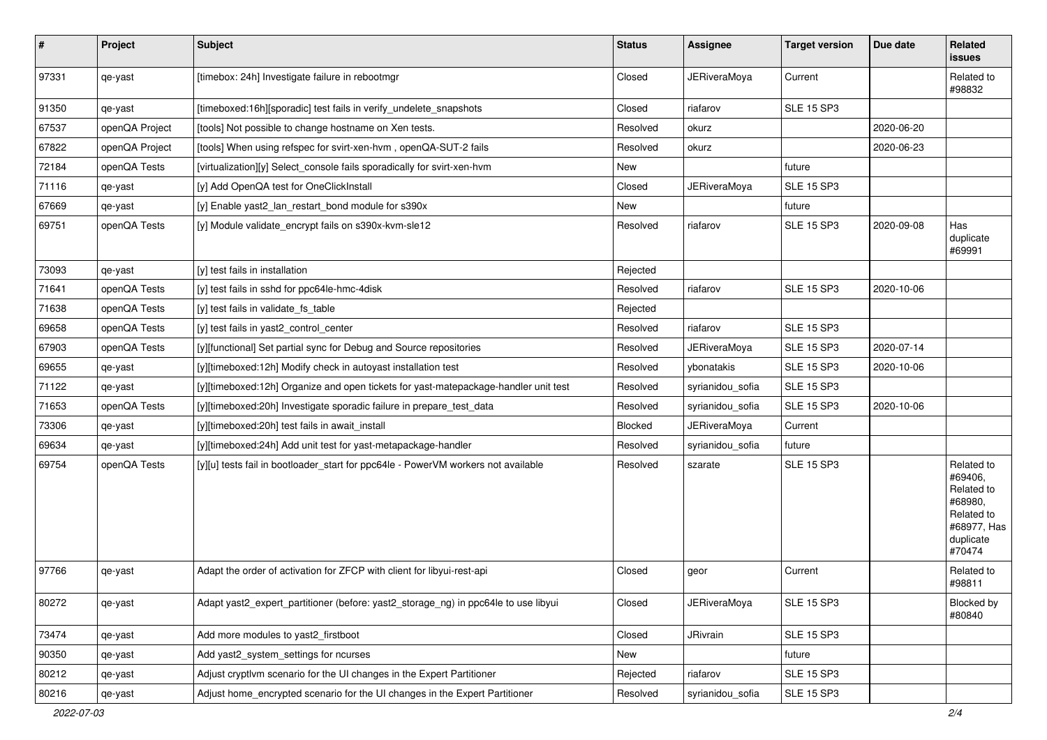| # | Project | Subject | Status | Assignee | Target version | Due date | Related issues |
|---|---|---|---|---|---|---|---|
| 97331 | qe-yast | [timebox: 24h] Investigate failure in rebootmgr | Closed | JERiveraMoya | Current | | Related to #98832 |
| 91350 | qe-yast | [timeboxed:16h][sporadic] test fails in verify_undelete_snapshots | Closed | riafarov | SLE 15 SP3 | | |
| 67537 | openQA Project | [tools] Not possible to change hostname on Xen tests. | Resolved | okurz | | 2020-06-20 | |
| 67822 | openQA Project | [tools] When using refspec for svirt-xen-hvm , openQA-SUT-2 fails | Resolved | okurz | | 2020-06-23 | |
| 72184 | openQA Tests | [virtualization][y] Select_console fails sporadically for svirt-xen-hvm | New | | future | | |
| 71116 | qe-yast | [y] Add OpenQA test for OneClickInstall | Closed | JERiveraMoya | SLE 15 SP3 | | |
| 67669 | qe-yast | [y] Enable yast2_lan_restart_bond module for s390x | New | | future | | |
| 69751 | openQA Tests | [y] Module validate_encrypt fails on s390x-kvm-sle12 | Resolved | riafarov | SLE 15 SP3 | 2020-09-08 | Has duplicate #69991 |
| 73093 | qe-yast | [y] test fails in installation | Rejected | | | | |
| 71641 | openQA Tests | [y] test fails in sshd for ppc64le-hmc-4disk | Resolved | riafarov | SLE 15 SP3 | 2020-10-06 | |
| 71638 | openQA Tests | [y] test fails in validate_fs_table | Rejected | | | | |
| 69658 | openQA Tests | [y] test fails in yast2_control_center | Resolved | riafarov | SLE 15 SP3 | | |
| 67903 | openQA Tests | [y][functional] Set partial sync for Debug and Source repositories | Resolved | JERiveraMoya | SLE 15 SP3 | 2020-07-14 | |
| 69655 | qe-yast | [y][timeboxed:12h] Modify check in autoyast installation test | Resolved | ybonatakis | SLE 15 SP3 | 2020-10-06 | |
| 71122 | qe-yast | [y][timeboxed:12h] Organize and open tickets for yast-matepackage-handler unit test | Resolved | syrianidou_sofia | SLE 15 SP3 | | |
| 71653 | openQA Tests | [y][timeboxed:20h] Investigate sporadic failure in prepare_test_data | Resolved | syrianidou_sofia | SLE 15 SP3 | 2020-10-06 | |
| 73306 | qe-yast | [y][timeboxed:20h] test fails in await_install | Blocked | JERiveraMoya | Current | | |
| 69634 | qe-yast | [y][timeboxed:24h] Add unit test for yast-metapackage-handler | Resolved | syrianidou_sofia | future | | |
| 69754 | openQA Tests | [y][u] tests fail in bootloader_start for ppc64le - PowerVM workers not available | Resolved | szarate | SLE 15 SP3 | | Related to #69406, Related to #68980, Related to #68977, Has duplicate #70474 |
| 97766 | qe-yast | Adapt the order of activation for ZFCP with client for libyui-rest-api | Closed | geor | Current | | Related to #98811 |
| 80272 | qe-yast | Adapt yast2_expert_partitioner (before: yast2_storage_ng) in ppc64le to use libyui | Closed | JERiveraMoya | SLE 15 SP3 | | Blocked by #80840 |
| 73474 | qe-yast | Add more modules to yast2_firstboot | Closed | JRivrain | SLE 15 SP3 | | |
| 90350 | qe-yast | Add yast2_system_settings for ncurses | New | | future | | |
| 80212 | qe-yast | Adjust cryptlvm scenario for the UI changes in the Expert Partitioner | Rejected | riafarov | SLE 15 SP3 | | |
| 80216 | qe-yast | Adjust home_encrypted scenario for the UI changes in the Expert Partitioner | Resolved | syrianidou_sofia | SLE 15 SP3 | | |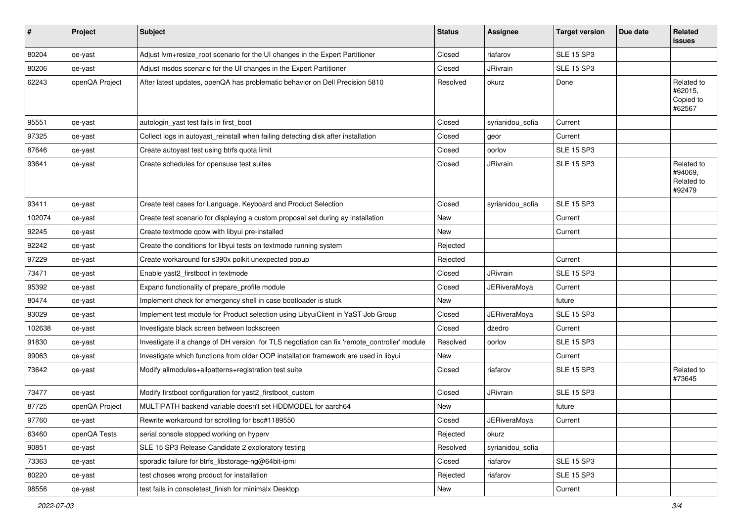| # | Project | Subject | Status | Assignee | Target version | Due date | Related issues |
|---|---|---|---|---|---|---|---|
| 80204 | qe-yast | Adjust lvm+resize_root scenario for the UI changes in the Expert Partitioner | Closed | riafarov | SLE 15 SP3 | | |
| 80206 | qe-yast | Adjust msdos scenario for the UI changes in the Expert Partitioner | Closed | JRivrain | SLE 15 SP3 | | |
| 62243 | openQA Project | After latest updates, openQA has problematic behavior on Dell Precision 5810 | Resolved | okurz | Done | | Related to #62015, Copied to #62567 |
| 95551 | qe-yast | autologin_yast test fails in first_boot | Closed | syrianidou_sofia | Current | | |
| 97325 | qe-yast | Collect logs in autoyast_reinstall when failing detecting disk after installation | Closed | geor | Current | | |
| 87646 | qe-yast | Create autoyast test using btrfs quota limit | Closed | oorlov | SLE 15 SP3 | | |
| 93641 | qe-yast | Create schedules for opensuse test suites | Closed | JRivrain | SLE 15 SP3 | | Related to #94069, Related to #92479 |
| 93411 | qe-yast | Create test cases for Language, Keyboard and Product Selection | Closed | syrianidou_sofia | SLE 15 SP3 | | |
| 102074 | qe-yast | Create test scenario for displaying a custom proposal set during ay installation | New | | Current | | |
| 92245 | qe-yast | Create textmode qcow with libyui pre-installed | New | | Current | | |
| 92242 | qe-yast | Create the conditions for libyui tests on textmode running system | Rejected | | | | |
| 97229 | qe-yast | Create workaround for s390x polkit unexpected popup | Rejected | | Current | | |
| 73471 | qe-yast | Enable yast2_firstboot in textmode | Closed | JRivrain | SLE 15 SP3 | | |
| 95392 | qe-yast | Expand functionality of prepare_profile module | Closed | JERiveraMoya | Current | | |
| 80474 | qe-yast | Implement check for emergency shell in case bootloader is stuck | New | | future | | |
| 93029 | qe-yast | Implement test module for Product selection using LibyuiClient in YaST Job Group | Closed | JERiveraMoya | SLE 15 SP3 | | |
| 102638 | qe-yast | Investigate black screen between lockscreen | Closed | dzedro | Current | | |
| 91830 | qe-yast | Investigate if a change of DH version for TLS negotiation can fix 'remote_controller' module | Resolved | oorlov | SLE 15 SP3 | | |
| 99063 | qe-yast | Investigate which functions from older OOP installation framework are used in libyui | New | | Current | | |
| 73642 | qe-yast | Modify allmodules+allpatterns+registration test suite | Closed | riafarov | SLE 15 SP3 | | Related to #73645 |
| 73477 | qe-yast | Modify firstboot configuration for yast2_firstboot_custom | Closed | JRivrain | SLE 15 SP3 | | |
| 87725 | openQA Project | MULTIPATH backend variable doesn't set HDDMODEL for aarch64 | New | | future | | |
| 97760 | qe-yast | Rewrite workaround for scrolling for bsc#1189550 | Closed | JERiveraMoya | Current | | |
| 63460 | openQA Tests | serial console stopped working on hyperv | Rejected | okurz | | | |
| 90851 | qe-yast | SLE 15 SP3 Release Candidate 2 exploratory testing | Resolved | syrianidou_sofia | | | |
| 73363 | qe-yast | sporadic failure for btrfs_libstorage-ng@64bit-ipmi | Closed | riafarov | SLE 15 SP3 | | |
| 80220 | qe-yast | test choses wrong product for installation | Rejected | riafarov | SLE 15 SP3 | | |
| 98556 | qe-yast | test fails in consoletest_finish for minimalx Desktop | New | | Current | | |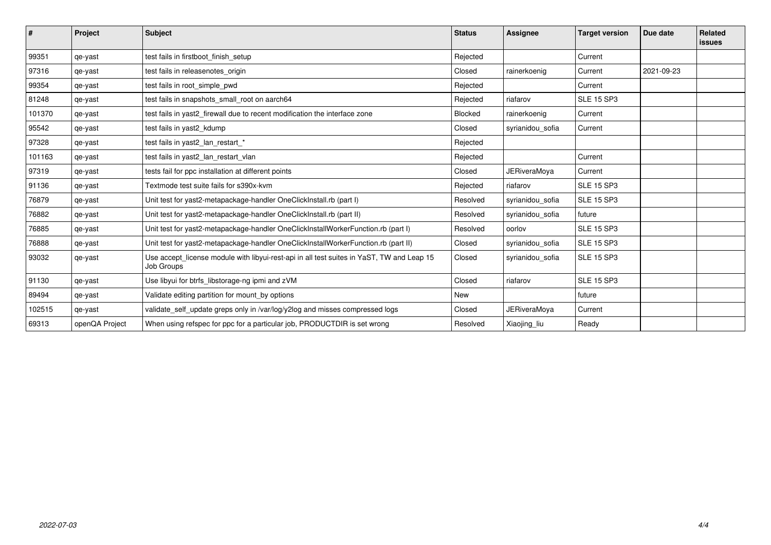| # | Project | Subject | Status | Assignee | Target version | Due date | Related issues |
| --- | --- | --- | --- | --- | --- | --- | --- |
| 99351 | qe-yast | test fails in firstboot_finish_setup | Rejected | | Current | | |
| 97316 | qe-yast | test fails in releasenotes_origin | Closed | rainerkoenig | Current | 2021-09-23 | |
| 99354 | qe-yast | test fails in root_simple_pwd | Rejected | | Current | | |
| 81248 | qe-yast | test fails in snapshots_small_root on aarch64 | Rejected | riafarov | SLE 15 SP3 | | |
| 101370 | qe-yast | test fails in yast2_firewall due to recent modification the interface zone | Blocked | rainerkoenig | Current | | |
| 95542 | qe-yast | test fails in yast2_kdump | Closed | syrianidou_sofia | Current | | |
| 97328 | qe-yast | test fails in yast2_lan_restart_* | Rejected | | | | |
| 101163 | qe-yast | test fails in yast2_lan_restart_vlan | Rejected | | Current | | |
| 97319 | qe-yast | tests fail for ppc installation at different points | Closed | JERiveraMoya | Current | | |
| 91136 | qe-yast | Textmode test suite fails for s390x-kvm | Rejected | riafarov | SLE 15 SP3 | | |
| 76879 | qe-yast | Unit test for yast2-metapackage-handler OneClickInstall.rb (part I) | Resolved | syrianidou_sofia | SLE 15 SP3 | | |
| 76882 | qe-yast | Unit test for yast2-metapackage-handler OneClickInstall.rb (part II) | Resolved | syrianidou_sofia | future | | |
| 76885 | qe-yast | Unit test for yast2-metapackage-handler OneClickInstallWorkerFunction.rb (part I) | Resolved | oorlov | SLE 15 SP3 | | |
| 76888 | qe-yast | Unit test for yast2-metapackage-handler OneClickInstallWorkerFunction.rb (part II) | Closed | syrianidou_sofia | SLE 15 SP3 | | |
| 93032 | qe-yast | Use accept_license module with libyui-rest-api in all test suites in YaST, TW and Leap 15 Job Groups | Closed | syrianidou_sofia | SLE 15 SP3 | | |
| 91130 | qe-yast | Use libyui for btrfs_libstorage-ng ipmi and zVM | Closed | riafarov | SLE 15 SP3 | | |
| 89494 | qe-yast | Validate editing partition for mount_by options | New | | future | | |
| 102515 | qe-yast | validate_self_update greps only in /var/log/y2log and misses compressed logs | Closed | JERiveraMoya | Current | | |
| 69313 | openQA Project | When using refspec for ppc for a particular job, PRODUCTDIR is set wrong | Resolved | Xiaojing_liu | Ready | | |